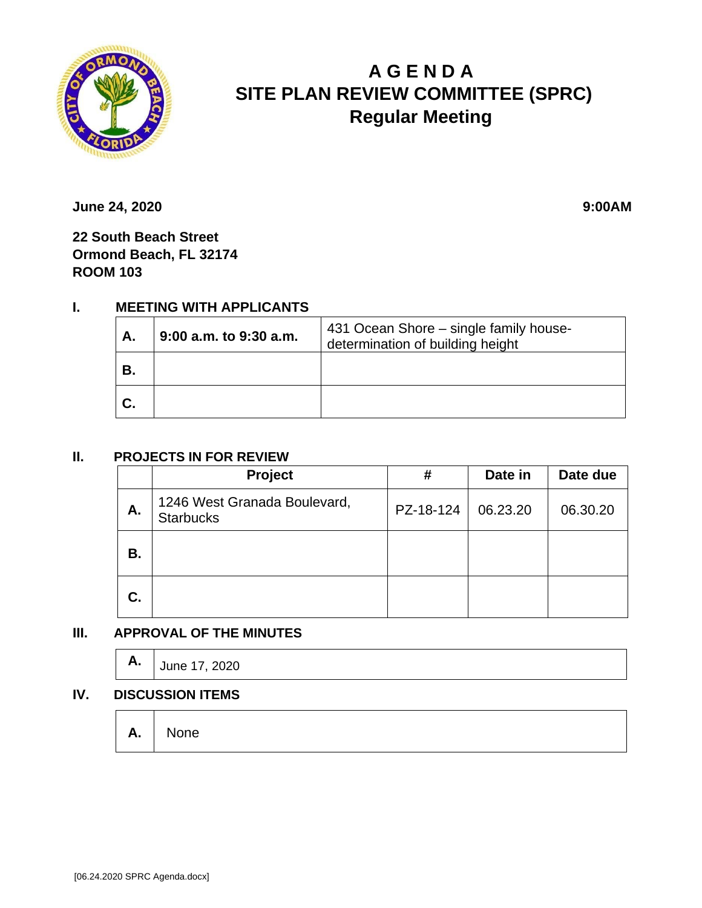# A G E N D A
# SITE PLAN REVIEW COMMITTEE (SPRC)
## Regular Meeting

**June 24, 2020** **9:00AM**

**22 South Beach Street**
**Ormond Beach, FL 32174**
**ROOM 103**

## I. MEETING WITH APPLICANTS

| | | |
|---|---|---|
| **A.** | **9:00 a.m. to 9:30 a.m.** | 431 Ocean Shore – single family house-determination of building height |
| **B.** | | |
| **C.** | | |

## II. PROJECTS IN FOR REVIEW

| | Project | # | Date in | Date due |
|---|---|---|---|---|
| **A.** | 1246 West Granada Boulevard, Starbucks | PZ-18-124 | 06.23.20 | 06.30.20 |
| **B.** | | | | |
| **C.** | | | | |

## III. APPROVAL OF THE MINUTES

| | |
|---|---|
| **A.** | June 17, 2020 |

## IV. DISCUSSION ITEMS

| | |
|---|---|
| **A.** | None |

[06.24.2020 SPRC Agenda.docx]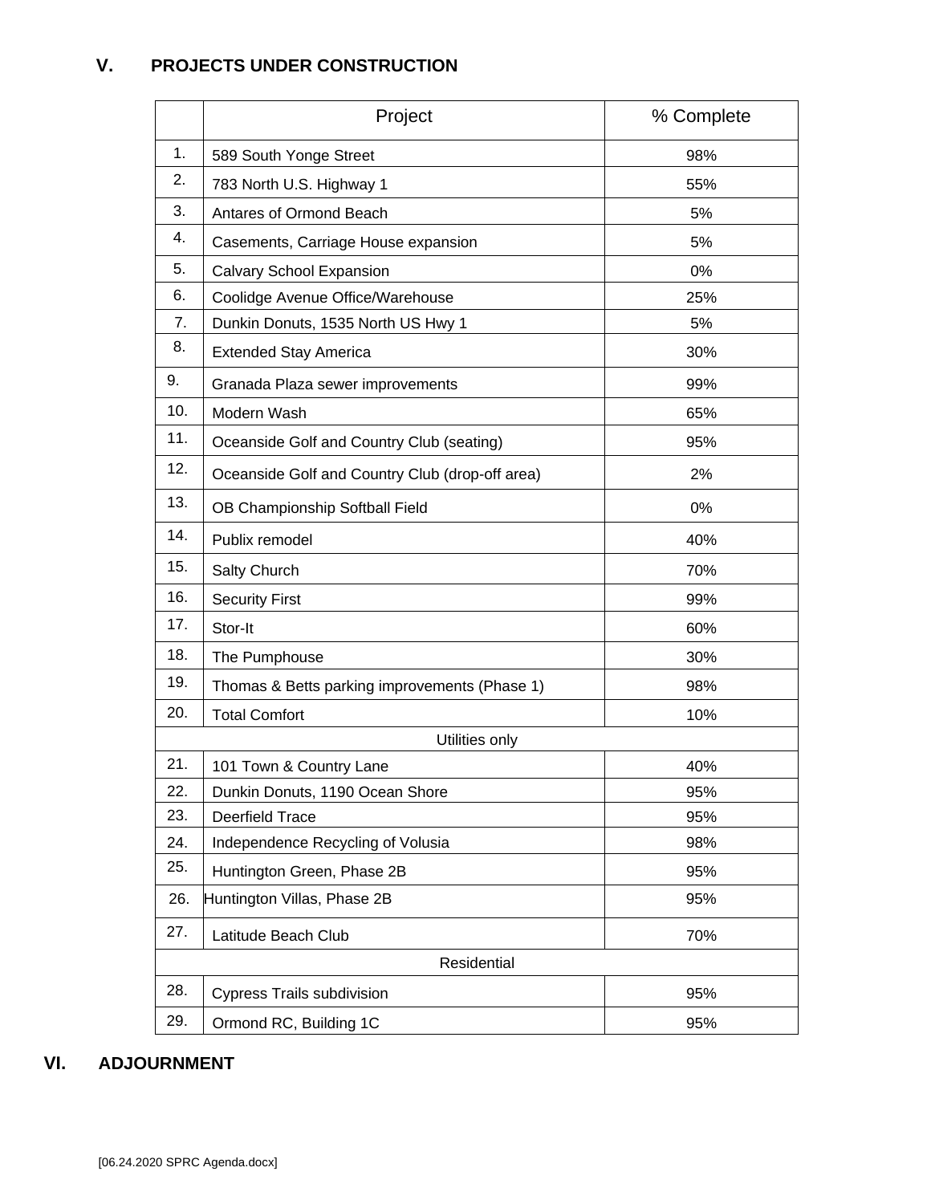## V. PROJECTS UNDER CONSTRUCTION

| | Project | % Complete |
|---|---|---|
| 1. | 589 South Yonge Street | 98% |
| 2. | 783 North U.S. Highway 1 | 55% |
| 3. | Antares of Ormond Beach | 5% |
| 4. | Casements, Carriage House expansion | 5% |
| 5. | Calvary School Expansion | 0% |
| 6. | Coolidge Avenue Office/Warehouse | 25% |
| 7. | Dunkin Donuts, 1535 North US Hwy 1 | 5% |
| 8. | Extended Stay America | 30% |
| 9. | Granada Plaza sewer improvements | 99% |
| 10. | Modern Wash | 65% |
| 11. | Oceanside Golf and Country Club (seating) | 95% |
| 12. | Oceanside Golf and Country Club (drop-off area) | 2% |
| 13. | OB Championship Softball Field | 0% |
| 14. | Publix remodel | 40% |
| 15. | Salty Church | 70% |
| 16. | Security First | 99% |
| 17. | Stor-It | 60% |
| 18. | The Pumphouse | 30% |
| 19. | Thomas & Betts parking improvements (Phase 1) | 98% |
| 20. | Total Comfort | 10% |
| | Utilities only | |
| 21. | 101 Town & Country Lane | 40% |
| 22. | Dunkin Donuts, 1190 Ocean Shore | 95% |
| 23. | Deerfield Trace | 95% |
| 24. | Independence Recycling of Volusia | 98% |
| 25. | Huntington Green, Phase 2B | 95% |
| 26. | Huntington Villas, Phase 2B | 95% |
| 27. | Latitude Beach Club | 70% |
| | Residential | |
| 28. | Cypress Trails subdivision | 95% |
| 29. | Ormond RC, Building 1C | 95% |

## VI. ADJOURNMENT

[06.24.2020 SPRC Agenda.docx]